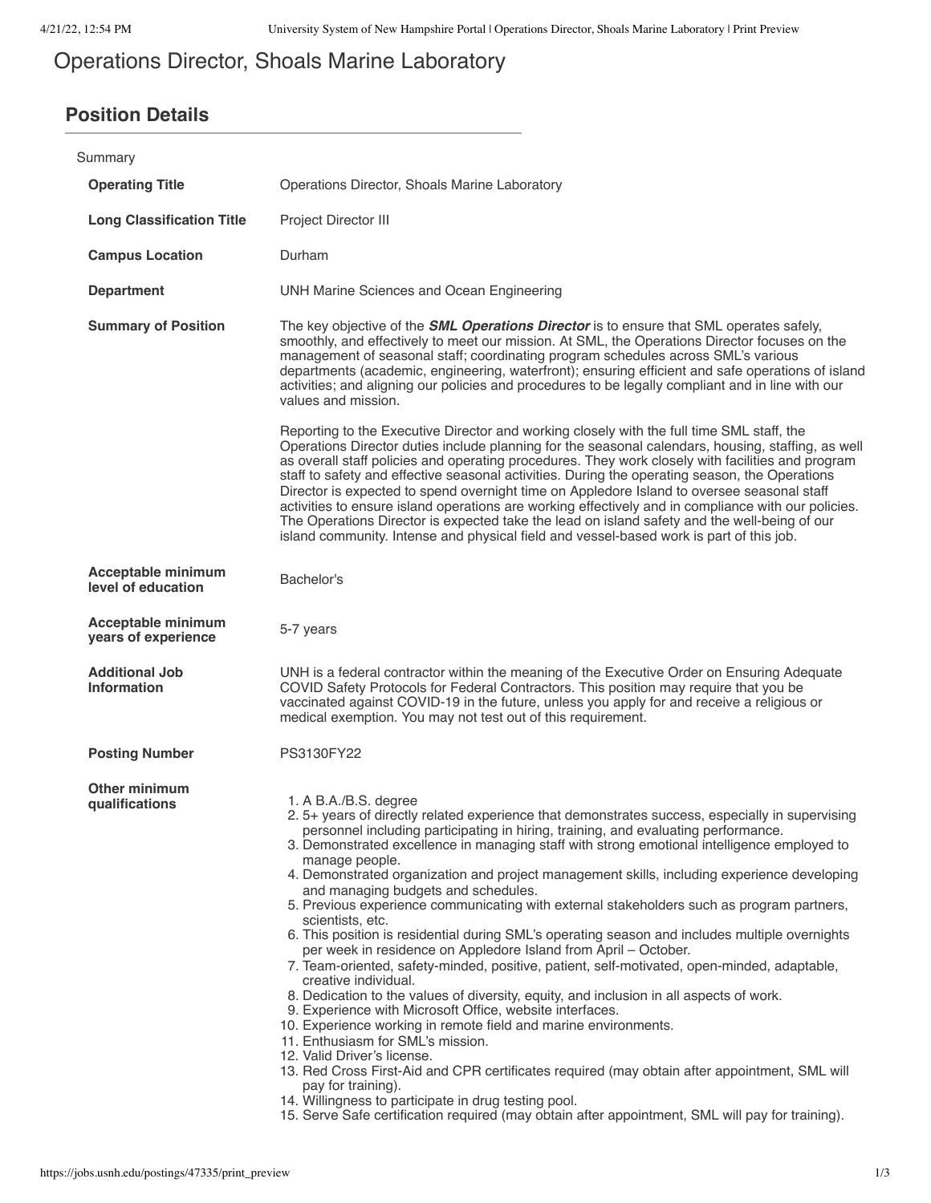# Operations Director, Shoals Marine Laboratory

## Position Details

Summary

| | |
|---|---|
| **Operating Title** | Operations Director, Shoals Marine Laboratory |
| **Long Classification Title** | Project Director III |
| **Campus Location** | Durham |
| **Department** | UNH Marine Sciences and Ocean Engineering |
| **Summary of Position** | The key objective of the ***SML Operations Director*** is to ensure that SML operates safely, smoothly, and effectively to meet our mission. At SML, the Operations Director focuses on the management of seasonal staff; coordinating program schedules across SML's various departments (academic, engineering, waterfront); ensuring efficient and safe operations of island activities; and aligning our policies and procedures to be legally compliant and in line with our values and mission.<br><br>Reporting to the Executive Director and working closely with the full time SML staff, the Operations Director duties include planning for the seasonal calendars, housing, staffing, as well as overall staff policies and operating procedures. They work closely with facilities and program staff to safety and effective seasonal activities. During the operating season, the Operations Director is expected to spend overnight time on Appledore Island to oversee seasonal staff activities to ensure island operations are working effectively and in compliance with our policies. The Operations Director is expected take the lead on island safety and the well-being of our island community. Intense and physical field and vessel-based work is part of this job. |
| **Acceptable minimum level of education** | Bachelor's |
| **Acceptable minimum years of experience** | 5-7 years |
| **Additional Job Information** | UNH is a federal contractor within the meaning of the Executive Order on Ensuring Adequate COVID Safety Protocols for Federal Contractors. This position may require that you be vaccinated against COVID-19 in the future, unless you apply for and receive a religious or medical exemption. You may not test out of this requirement. |
| **Posting Number** | PS3130FY22 |
| **Other minimum qualifications** | 1. A B.A./B.S. degree<br>2. 5+ years of directly related experience that demonstrates success, especially in supervising personnel including participating in hiring, training, and evaluating performance.<br>3. Demonstrated excellence in managing staff with strong emotional intelligence employed to manage people.<br>4. Demonstrated organization and project management skills, including experience developing and managing budgets and schedules.<br>5. Previous experience communicating with external stakeholders such as program partners, scientists, etc.<br>6. This position is residential during SML's operating season and includes multiple overnights per week in residence on Appledore Island from April – October.<br>7. Team-oriented, safety-minded, positive, patient, self-motivated, open-minded, adaptable, creative individual.<br>8. Dedication to the values of diversity, equity, and inclusion in all aspects of work.<br>9. Experience with Microsoft Office, website interfaces.<br>10. Experience working in remote field and marine environments.<br>11. Enthusiasm for SML's mission.<br>12. Valid Driver's license.<br>13. Red Cross First-Aid and CPR certificates required (may obtain after appointment, SML will pay for training).<br>14. Willingness to participate in drug testing pool.<br>15. Serve Safe certification required (may obtain after appointment, SML will pay for training). |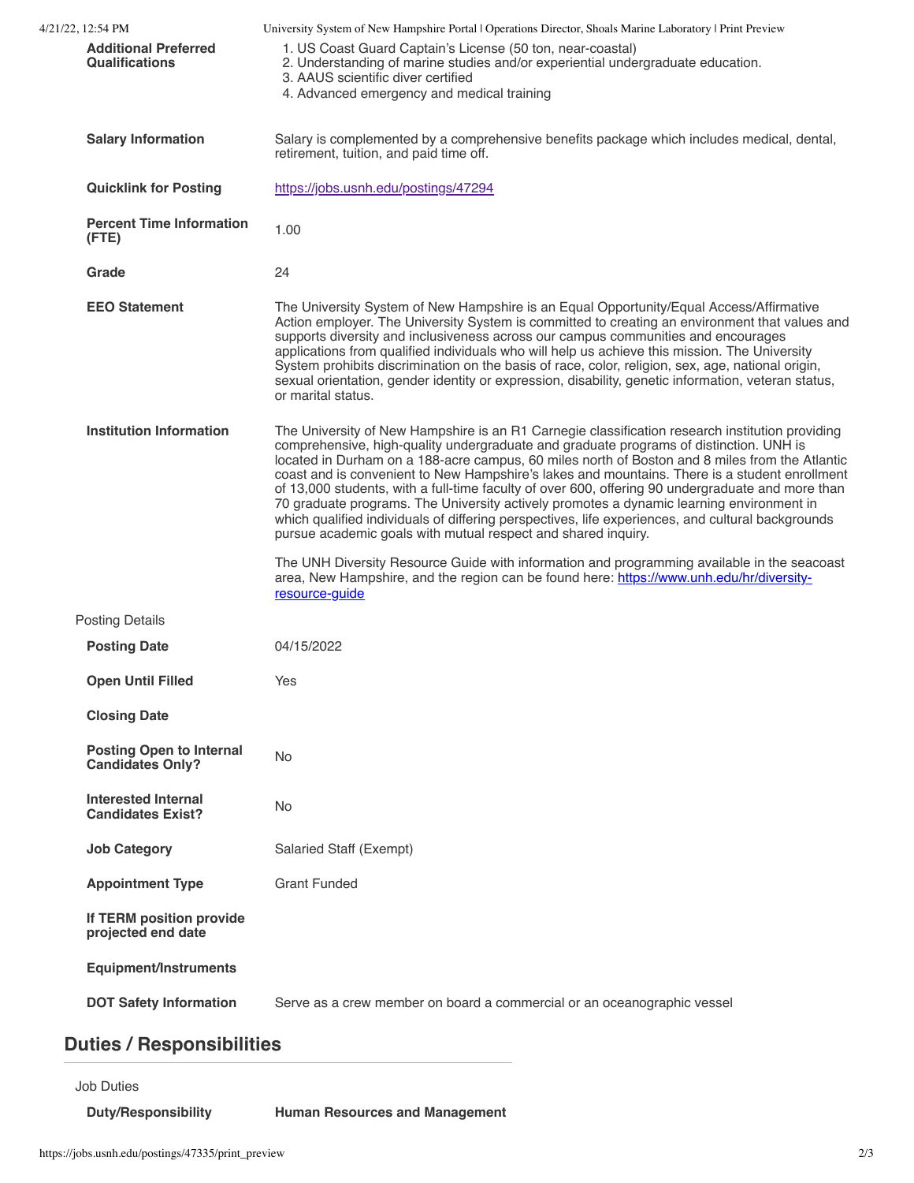| | |
|---|---|
| **Additional Preferred Qualifications** | 1. US Coast Guard Captain's License (50 ton, near-coastal)<br>2. Understanding of marine studies and/or experiential undergraduate education.<br>3. AAUS scientific diver certified<br>4. Advanced emergency and medical training |
| **Salary Information** | Salary is complemented by a comprehensive benefits package which includes medical, dental, retirement, tuition, and paid time off. |
| **Quicklink for Posting** | https://jobs.usnh.edu/postings/47294 |
| **Percent Time Information (FTE)** | 1.00 |
| **Grade** | 24 |
| **EEO Statement** | The University System of New Hampshire is an Equal Opportunity/Equal Access/Affirmative Action employer. The University System is committed to creating an environment that values and supports diversity and inclusiveness across our campus communities and encourages applications from qualified individuals who will help us achieve this mission. The University System prohibits discrimination on the basis of race, color, religion, sex, age, national origin, sexual orientation, gender identity or expression, disability, genetic information, veteran status, or marital status. |
| **Institution Information** | The University of New Hampshire is an R1 Carnegie classification research institution providing comprehensive, high-quality undergraduate and graduate programs of distinction. UNH is located in Durham on a 188-acre campus, 60 miles north of Boston and 8 miles from the Atlantic coast and is convenient to New Hampshire's lakes and mountains. There is a student enrollment of 13,000 students, with a full-time faculty of over 600, offering 90 undergraduate and more than 70 graduate programs. The University actively promotes a dynamic learning environment in which qualified individuals of differing perspectives, life experiences, and cultural backgrounds pursue academic goals with mutual respect and shared inquiry.<br><br>The UNH Diversity Resource Guide with information and programming available in the seacoast area, New Hampshire, and the region can be found here: https://www.unh.edu/hr/diversity-resource-guide |

Posting Details

| | |
|---|---|
| **Posting Date** | 04/15/2022 |
| **Open Until Filled** | Yes |
| **Closing Date** | |
| **Posting Open to Internal Candidates Only?** | No |
| **Interested Internal Candidates Exist?** | No |
| **Job Category** | Salaried Staff (Exempt) |
| **Appointment Type** | Grant Funded |
| **If TERM position provide projected end date** | |
| **Equipment/Instruments** | |
| **DOT Safety Information** | Serve as a crew member on board a commercial or an oceanographic vessel |

## Duties / Responsibilities

Job Duties

| | |
|---|---|
| **Duty/Responsibility** | **Human Resources and Management** |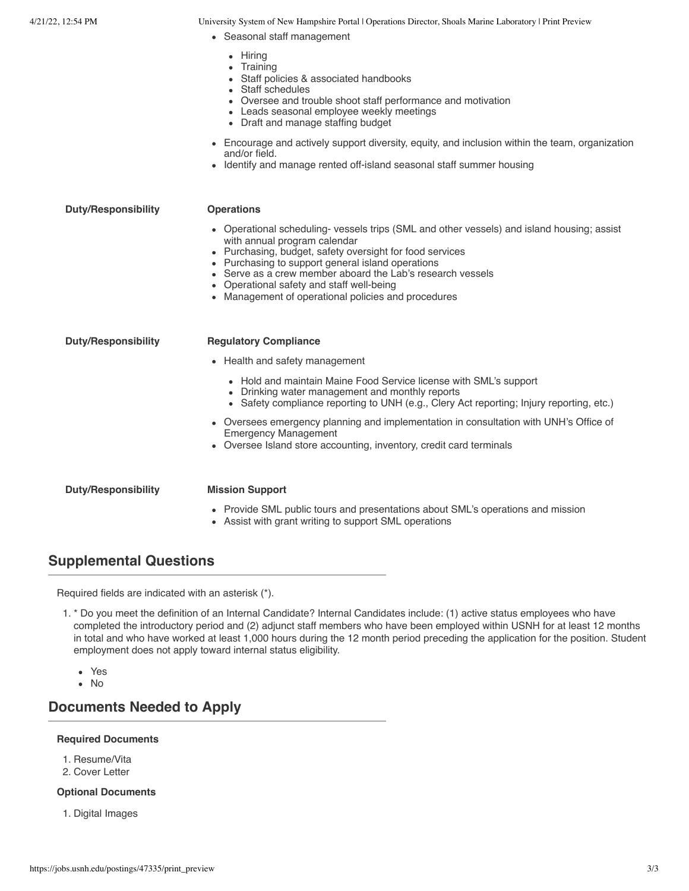- Seasonal staff management
    - Hiring
    - Training
    - Staff policies & associated handbooks
    - Staff schedules
    - Oversee and trouble shoot staff performance and motivation
    - Leads seasonal employee weekly meetings
    - Draft and manage staffing budget
- Encourage and actively support diversity, equity, and inclusion within the team, organization and/or field.
- Identify and manage rented off-island seasonal staff summer housing

| | |
|---|---|
| **Duty/Responsibility** | **Operations** |

- Operational scheduling- vessels trips (SML and other vessels) and island housing; assist with annual program calendar
- Purchasing, budget, safety oversight for food services
- Purchasing to support general island operations
- Serve as a crew member aboard the Lab's research vessels
- Operational safety and staff well-being
- Management of operational policies and procedures

| | |
|---|---|
| **Duty/Responsibility** | **Regulatory Compliance** |

- Health and safety management
    - Hold and maintain Maine Food Service license with SML's support
    - Drinking water management and monthly reports
    - Safety compliance reporting to UNH (e.g., Clery Act reporting; Injury reporting, etc.)
- Oversees emergency planning and implementation in consultation with UNH's Office of Emergency Management
- Oversee Island store accounting, inventory, credit card terminals

| | |
|---|---|
| **Duty/Responsibility** | **Mission Support** |

- Provide SML public tours and presentations about SML's operations and mission
- Assist with grant writing to support SML operations

## Supplemental Questions

Required fields are indicated with an asterisk (*).

1. * Do you meet the definition of an Internal Candidate? Internal Candidates include: (1) active status employees who have completed the introductory period and (2) adjunct staff members who have been employed within USNH for at least 12 months in total and who have worked at least 1,000 hours during the 12 month period preceding the application for the position. Student employment does not apply toward internal status eligibility.
    - Yes
    - No

## Documents Needed to Apply

**Required Documents**

1. Resume/Vita
2. Cover Letter

**Optional Documents**

1. Digital Images